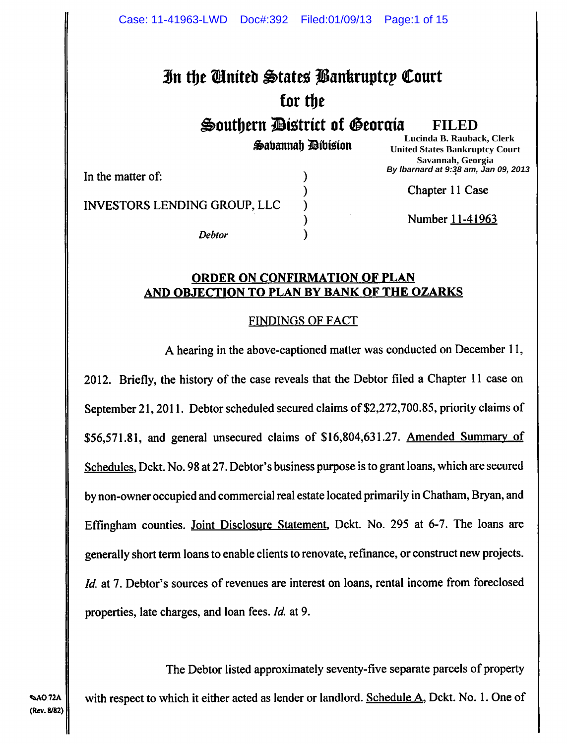# In the United States Bankruptcy Court for the Southern District of Georgia

## Savannah Division

**FILED**
Lucinda B. Rauback, Clerk
United States Bankruptcy Court
Savannah, Georgia
*By lbarnard at 9:38 am, Jan 09, 2013*

In the matter of:

INVESTORS LENDING GROUP, LLC

*Debtor*

Chapter 11 Case

Number 11-41963

**ORDER ON CONFIRMATION OF PLAN AND OBJECTION TO PLAN BY BANK OF THE OZARKS**

FINDINGS OF FACT

A hearing in the above-captioned matter was conducted on December 11, 2012. Briefly, the history of the case reveals that the Debtor filed a Chapter 11 case on September 21, 2011. Debtor scheduled secured claims of $2,272,700.85, priority claims of $56,571.81, and general unsecured claims of $16,804,631.27. Amended Summary of Schedules, Dckt. No. 98 at 27. Debtor's business purpose is to grant loans, which are secured by non-owner occupied and commercial real estate located primarily in Chatham, Bryan, and Effingham counties. Joint Disclosure Statement, Dckt. No. 295 at 6-7. The loans are generally short term loans to enable clients to renovate, refinance, or construct new projects. *Id.* at 7. Debtor's sources of revenues are interest on loans, rental income from foreclosed properties, late charges, and loan fees. *Id.* at 9.

The Debtor listed approximately seventy-five separate parcels of property with respect to which it either acted as lender or landlord. Schedule A, Dckt. No. 1. One of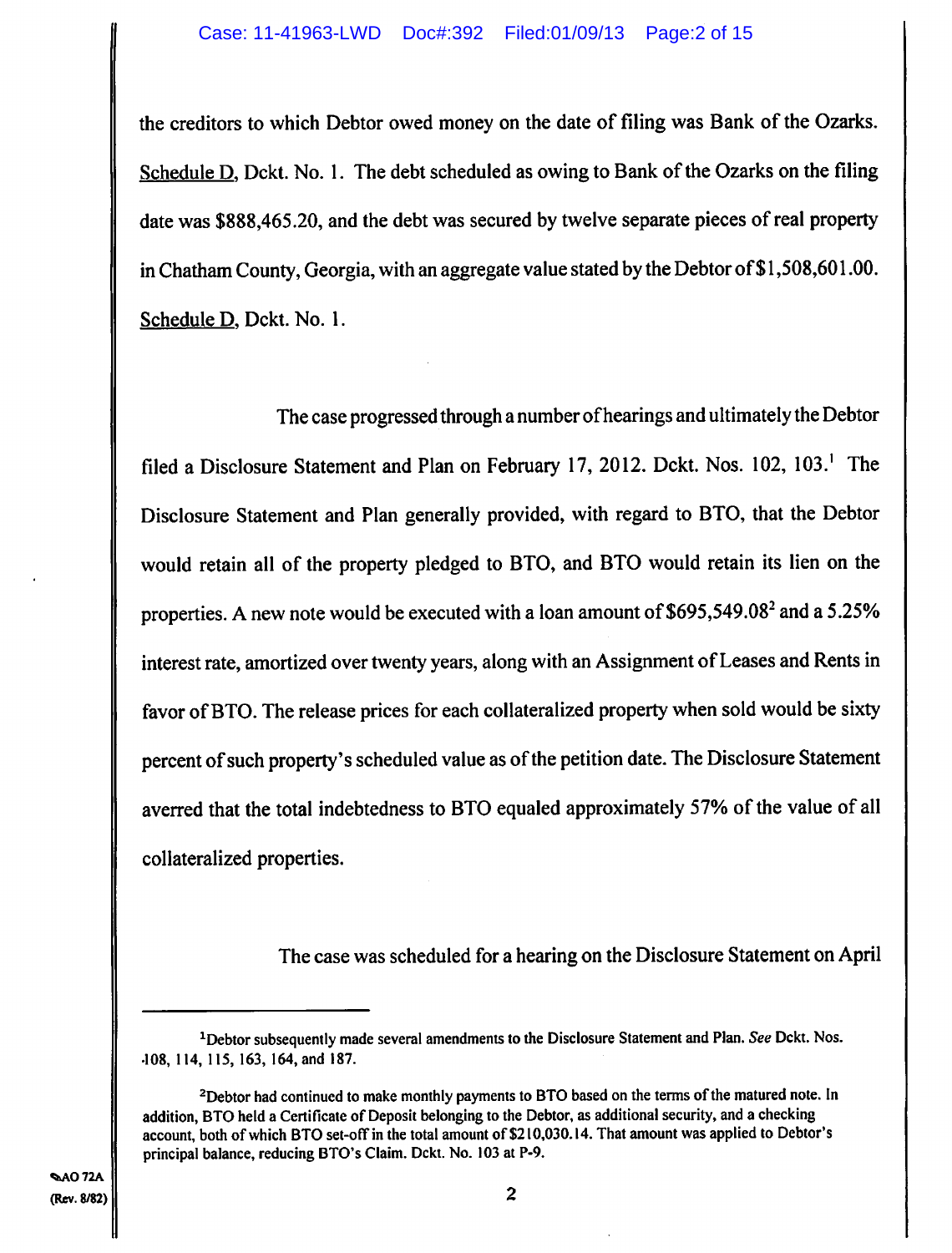the creditors to which Debtor owed money on the date of filing was Bank of the Ozarks. Schedule D, Dckt. No. 1. The debt scheduled as owing to Bank of the Ozarks on the filing date was $888,465.20, and the debt was secured by twelve separate pieces of real property in Chatham County, Georgia, with an aggregate value stated by the Debtor of $1,508,601.00. Schedule D, Dckt. No. 1.

The case progressed through a number of hearings and ultimately the Debtor filed a Disclosure Statement and Plan on February 17, 2012. Dckt. Nos. 102, 103.[1] The Disclosure Statement and Plan generally provided, with regard to BTO, that the Debtor would retain all of the property pledged to BTO, and BTO would retain its lien on the properties. A new note would be executed with a loan amount of $695,549.08[2] and a 5.25% interest rate, amortized over twenty years, along with an Assignment of Leases and Rents in favor of BTO. The release prices for each collateralized property when sold would be sixty percent of such property's scheduled value as of the petition date. The Disclosure Statement averred that the total indebtedness to BTO equaled approximately 57% of the value of all collateralized properties.

The case was scheduled for a hearing on the Disclosure Statement on April

---

[1] Debtor subsequently made several amendments to the Disclosure Statement and Plan. *See* Dckt. Nos. 108, 114, 115, 163, 164, and 187.

[2] Debtor had continued to make monthly payments to BTO based on the terms of the matured note. In addition, BTO held a Certificate of Deposit belonging to the Debtor, as additional security, and a checking account, both of which BTO set-off in the total amount of $210,030.14. That amount was applied to Debtor's principal balance, reducing BTO's Claim. Dckt. No. 103 at P-9.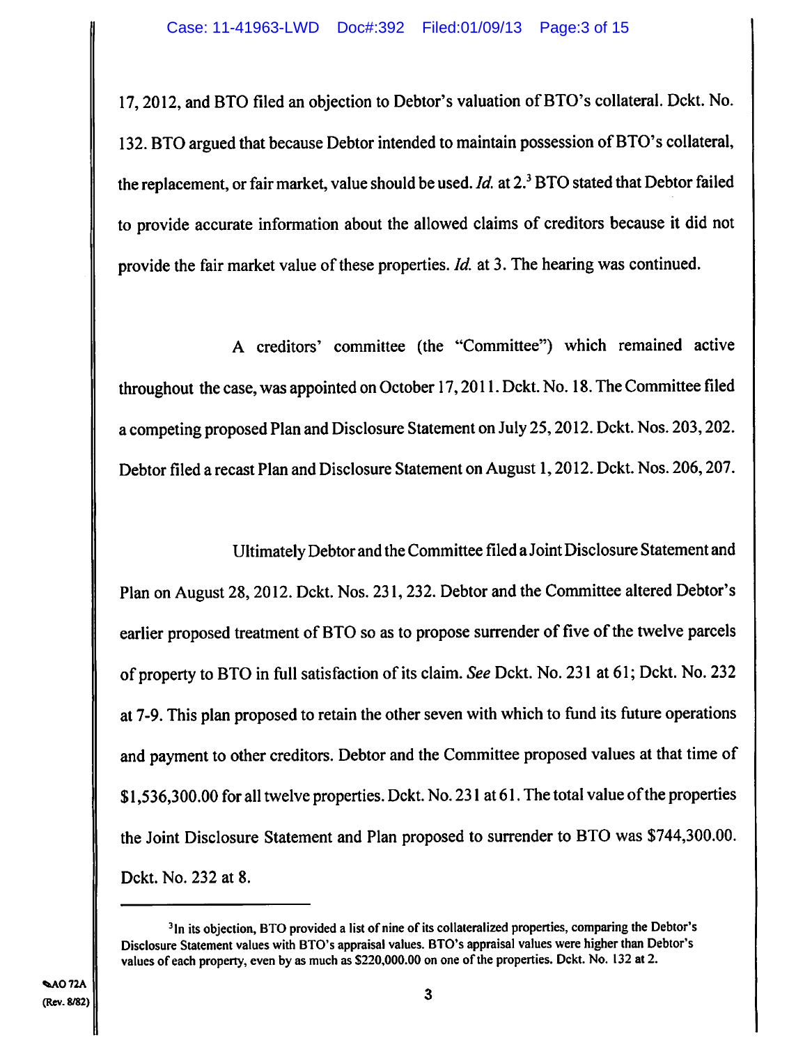17, 2012, and BTO filed an objection to Debtor's valuation of BTO's collateral. Dckt. No. 132. BTO argued that because Debtor intended to maintain possession of BTO's collateral, the replacement, or fair market, value should be used. *Id.* at 2.[3] BTO stated that Debtor failed to provide accurate information about the allowed claims of creditors because it did not provide the fair market value of these properties. *Id.* at 3. The hearing was continued.

A creditors' committee (the "Committee") which remained active throughout the case, was appointed on October 17, 2011. Dckt. No. 18. The Committee filed a competing proposed Plan and Disclosure Statement on July 25, 2012. Dckt. Nos. 203, 202. Debtor filed a recast Plan and Disclosure Statement on August 1, 2012. Dckt. Nos. 206, 207.

Ultimately Debtor and the Committee filed a Joint Disclosure Statement and Plan on August 28, 2012. Dckt. Nos. 231, 232. Debtor and the Committee altered Debtor's earlier proposed treatment of BTO so as to propose surrender of five of the twelve parcels of property to BTO in full satisfaction of its claim. *See* Dckt. No. 231 at 61; Dckt. No. 232 at 7-9. This plan proposed to retain the other seven with which to fund its future operations and payment to other creditors. Debtor and the Committee proposed values at that time of $1,536,300.00 for all twelve properties. Dckt. No. 231 at 61. The total value of the properties the Joint Disclosure Statement and Plan proposed to surrender to BTO was $744,300.00. Dckt. No. 232 at 8.

---

[3] In its objection, BTO provided a list of nine of its collateralized properties, comparing the Debtor's Disclosure Statement values with BTO's appraisal values. BTO's appraisal values were higher than Debtor's values of each property, even by as much as $220,000.00 on one of the properties. Dckt. No. 132 at 2.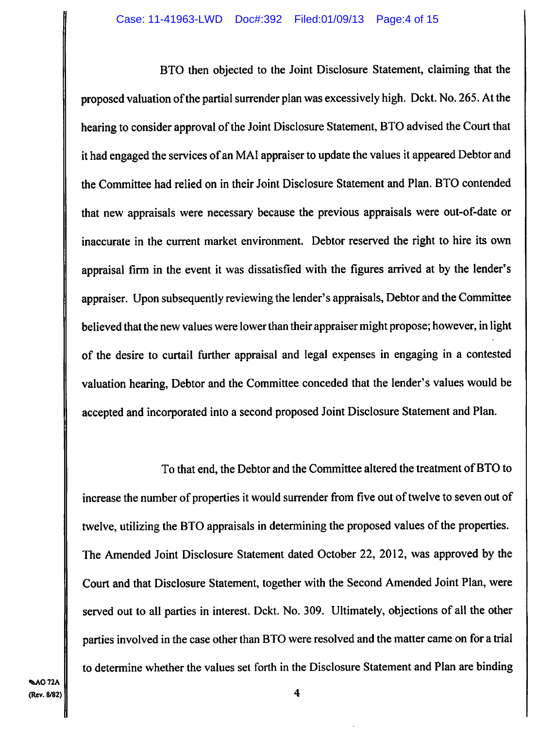BTO then objected to the Joint Disclosure Statement, claiming that the proposed valuation of the partial surrender plan was excessively high. Dckt. No. 265. At the hearing to consider approval of the Joint Disclosure Statement, BTO advised the Court that it had engaged the services of an MAI appraiser to update the values it appeared Debtor and the Committee had relied on in their Joint Disclosure Statement and Plan. BTO contended that new appraisals were necessary because the previous appraisals were out-of-date or inaccurate in the current market environment. Debtor reserved the right to hire its own appraisal firm in the event it was dissatisfied with the figures arrived at by the lender's appraiser. Upon subsequently reviewing the lender's appraisals, Debtor and the Committee believed that the new values were lower than their appraiser might propose; however, in light of the desire to curtail further appraisal and legal expenses in engaging in a contested valuation hearing, Debtor and the Committee conceded that the lender's values would be accepted and incorporated into a second proposed Joint Disclosure Statement and Plan.

To that end, the Debtor and the Committee altered the treatment of BTO to increase the number of properties it would surrender from five out of twelve to seven out of twelve, utilizing the BTO appraisals in determining the proposed values of the properties. The Amended Joint Disclosure Statement dated October 22, 2012, was approved by the Court and that Disclosure Statement, together with the Second Amended Joint Plan, were served out to all parties in interest. Dckt. No. 309. Ultimately, objections of all the other parties involved in the case other than BTO were resolved and the matter came on for a trial to determine whether the values set forth in the Disclosure Statement and Plan are binding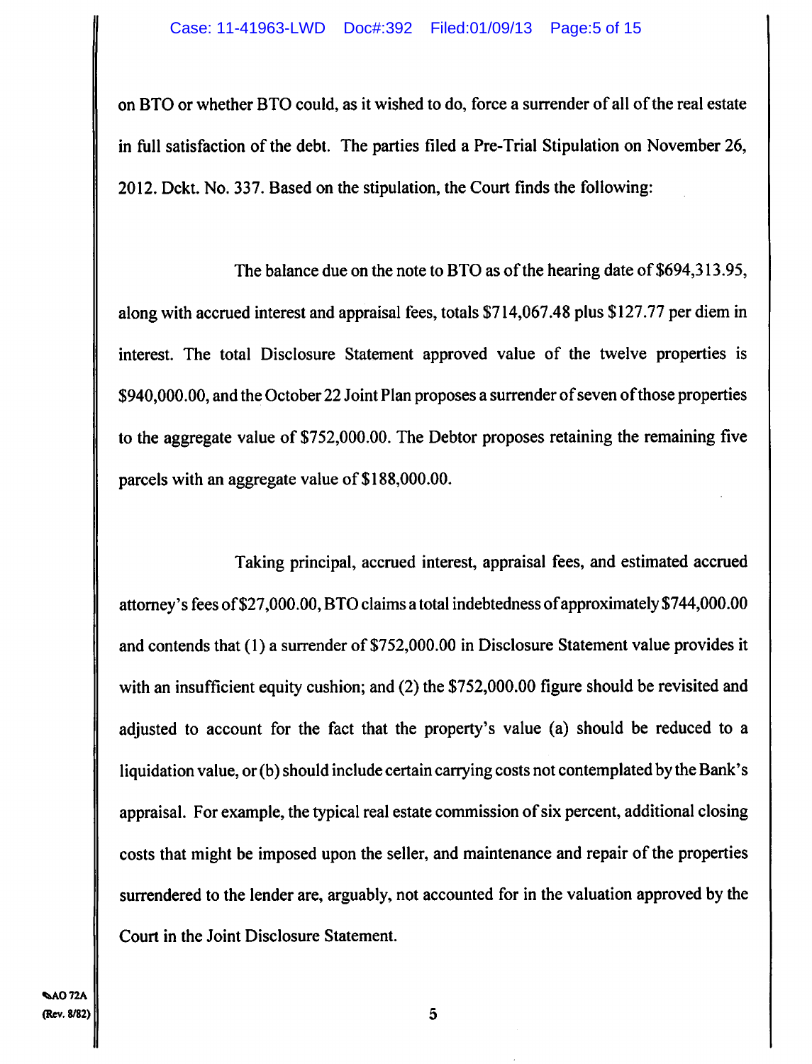on BTO or whether BTO could, as it wished to do, force a surrender of all of the real estate in full satisfaction of the debt. The parties filed a Pre-Trial Stipulation on November 26, 2012. Dckt. No. 337. Based on the stipulation, the Court finds the following:

The balance due on the note to BTO as of the hearing date of $694,313.95, along with accrued interest and appraisal fees, totals $714,067.48 plus $127.77 per diem in interest. The total Disclosure Statement approved value of the twelve properties is $940,000.00, and the October 22 Joint Plan proposes a surrender of seven of those properties to the aggregate value of $752,000.00. The Debtor proposes retaining the remaining five parcels with an aggregate value of $188,000.00.

Taking principal, accrued interest, appraisal fees, and estimated accrued attorney's fees of $27,000.00, BTO claims a total indebtedness of approximately $744,000.00 and contends that (1) a surrender of $752,000.00 in Disclosure Statement value provides it with an insufficient equity cushion; and (2) the $752,000.00 figure should be revisited and adjusted to account for the fact that the property's value (a) should be reduced to a liquidation value, or (b) should include certain carrying costs not contemplated by the Bank's appraisal. For example, the typical real estate commission of six percent, additional closing costs that might be imposed upon the seller, and maintenance and repair of the properties surrendered to the lender are, arguably, not accounted for in the valuation approved by the Court in the Joint Disclosure Statement.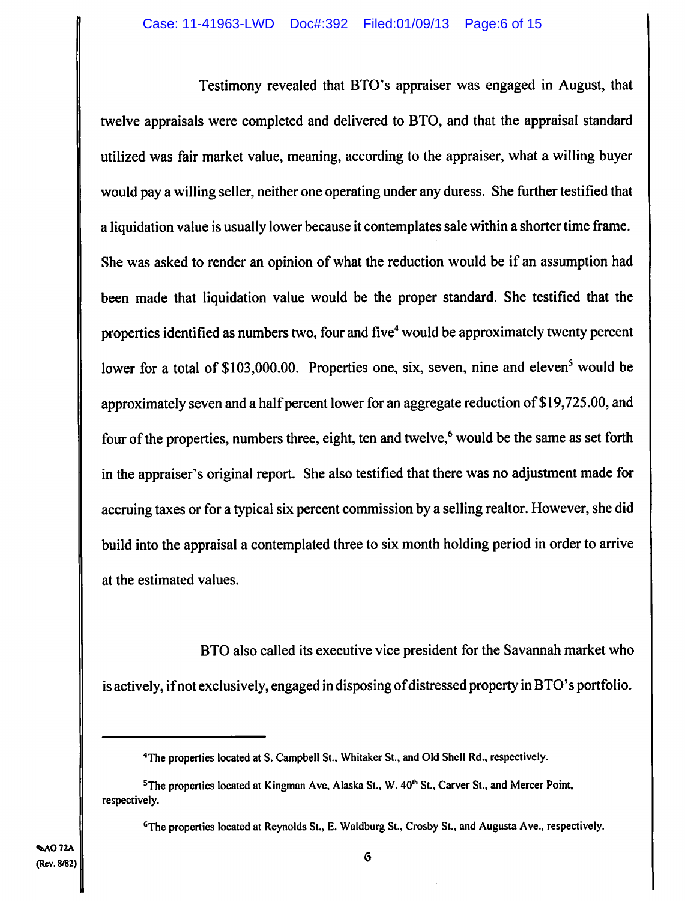Testimony revealed that BTO's appraiser was engaged in August, that twelve appraisals were completed and delivered to BTO, and that the appraisal standard utilized was fair market value, meaning, according to the appraiser, what a willing buyer would pay a willing seller, neither one operating under any duress. She further testified that a liquidation value is usually lower because it contemplates sale within a shorter time frame. She was asked to render an opinion of what the reduction would be if an assumption had been made that liquidation value would be the proper standard. She testified that the properties identified as numbers two, four and five[4] would be approximately twenty percent lower for a total of $103,000.00. Properties one, six, seven, nine and eleven[5] would be approximately seven and a half percent lower for an aggregate reduction of $19,725.00, and four of the properties, numbers three, eight, ten and twelve,[6] would be the same as set forth in the appraiser's original report. She also testified that there was no adjustment made for accruing taxes or for a typical six percent commission by a selling realtor. However, she did build into the appraisal a contemplated three to six month holding period in order to arrive at the estimated values.

BTO also called its executive vice president for the Savannah market who is actively, if not exclusively, engaged in disposing of distressed property in BTO's portfolio.

---

[4]The properties located at S. Campbell St., Whitaker St., and Old Shell Rd., respectively.

[5]The properties located at Kingman Ave, Alaska St., W. 40th St., Carver St., and Mercer Point, respectively.

[6]The properties located at Reynolds St., E. Waldburg St., Crosby St., and Augusta Ave., respectively.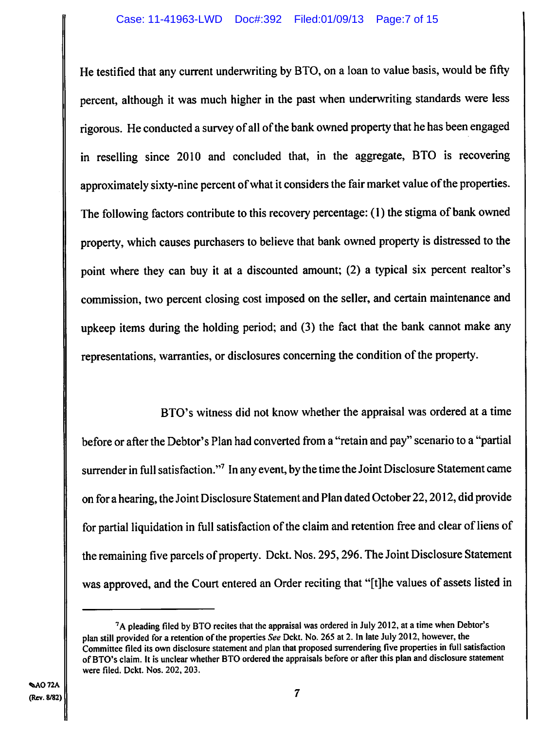He testified that any current underwriting by BTO, on a loan to value basis, would be fifty percent, although it was much higher in the past when underwriting standards were less rigorous. He conducted a survey of all of the bank owned property that he has been engaged in reselling since 2010 and concluded that, in the aggregate, BTO is recovering approximately sixty-nine percent of what it considers the fair market value of the properties. The following factors contribute to this recovery percentage: (1) the stigma of bank owned property, which causes purchasers to believe that bank owned property is distressed to the point where they can buy it at a discounted amount; (2) a typical six percent realtor's commission, two percent closing cost imposed on the seller, and certain maintenance and upkeep items during the holding period; and (3) the fact that the bank cannot make any representations, warranties, or disclosures concerning the condition of the property.

BTO's witness did not know whether the appraisal was ordered at a time before or after the Debtor's Plan had converted from a "retain and pay" scenario to a "partial surrender in full satisfaction."[7] In any event, by the time the Joint Disclosure Statement came on for a hearing, the Joint Disclosure Statement and Plan dated October 22, 2012, did provide for partial liquidation in full satisfaction of the claim and retention free and clear of liens of the remaining five parcels of property. Dckt. Nos. 295, 296. The Joint Disclosure Statement was approved, and the Court entered an Order reciting that "[t]he values of assets listed in

---

[7] A pleading filed by BTO recites that the appraisal was ordered in July 2012, at a time when Debtor's plan still provided for a retention of the properties *See* Dckt. No. 265 at 2. In late July 2012, however, the Committee filed its own disclosure statement and plan that proposed surrendering five properties in full satisfaction of BTO's claim. It is unclear whether BTO ordered the appraisals before or after this plan and disclosure statement were filed. Dckt. Nos. 202, 203.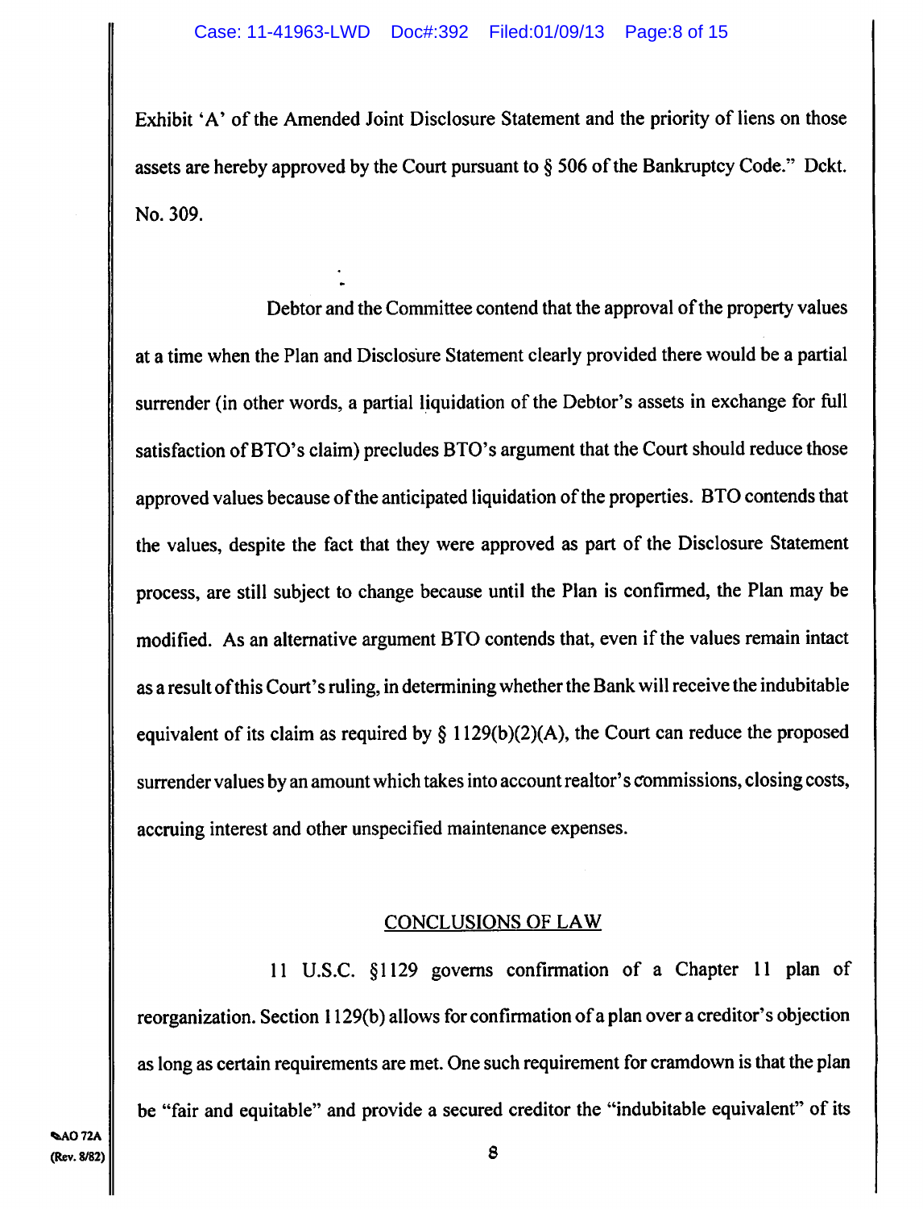Exhibit 'A' of the Amended Joint Disclosure Statement and the priority of liens on those assets are hereby approved by the Court pursuant to § 506 of the Bankruptcy Code." Dckt. No. 309.

Debtor and the Committee contend that the approval of the property values at a time when the Plan and Disclosure Statement clearly provided there would be a partial surrender (in other words, a partial liquidation of the Debtor's assets in exchange for full satisfaction of BTO's claim) precludes BTO's argument that the Court should reduce those approved values because of the anticipated liquidation of the properties. BTO contends that the values, despite the fact that they were approved as part of the Disclosure Statement process, are still subject to change because until the Plan is confirmed, the Plan may be modified. As an alternative argument BTO contends that, even if the values remain intact as a result of this Court's ruling, in determining whether the Bank will receive the indubitable equivalent of its claim as required by § 1129(b)(2)(A), the Court can reduce the proposed surrender values by an amount which takes into account realtor's commissions, closing costs, accruing interest and other unspecified maintenance expenses.

## CONCLUSIONS OF LAW

11 U.S.C. §1129 governs confirmation of a Chapter 11 plan of reorganization. Section 1129(b) allows for confirmation of a plan over a creditor's objection as long as certain requirements are met. One such requirement for cramdown is that the plan be "fair and equitable" and provide a secured creditor the "indubitable equivalent" of its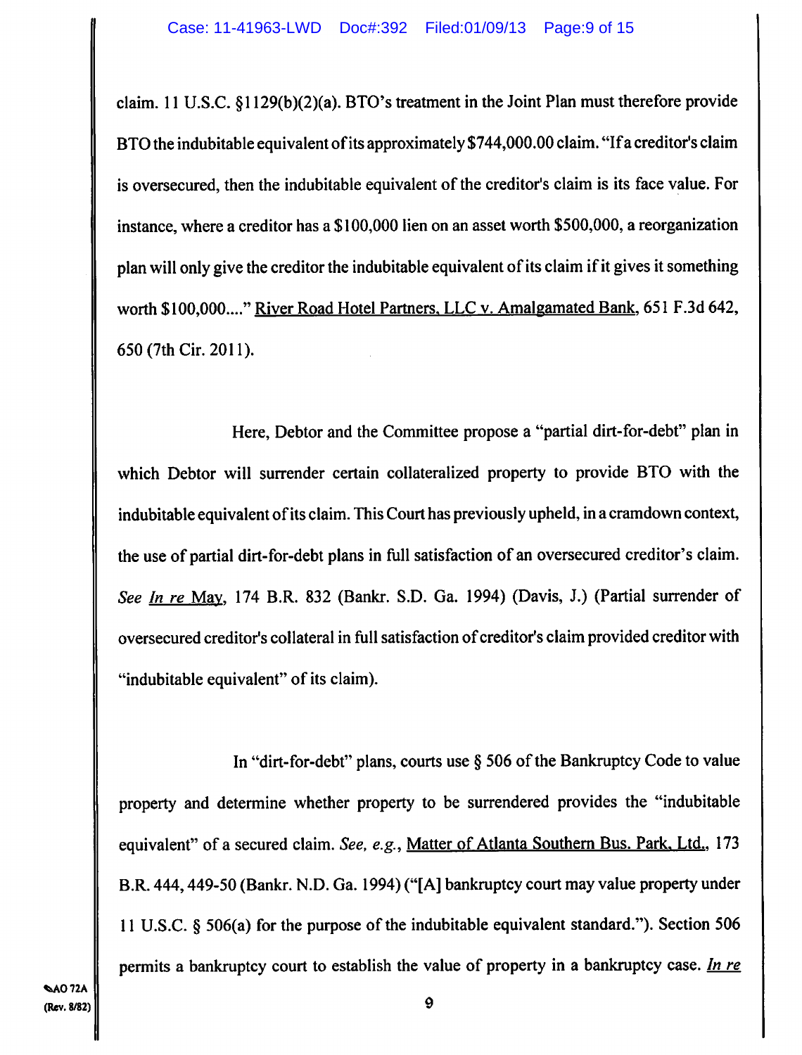claim. 11 U.S.C. §1129(b)(2)(a). BTO's treatment in the Joint Plan must therefore provide BTO the indubitable equivalent of its approximately $744,000.00 claim. "If a creditor's claim is oversecured, then the indubitable equivalent of the creditor's claim is its face value. For instance, where a creditor has a $100,000 lien on an asset worth $500,000, a reorganization plan will only give the creditor the indubitable equivalent of its claim if it gives it something worth $100,000...." River Road Hotel Partners, LLC v. Amalgamated Bank, 651 F.3d 642, 650 (7th Cir. 2011).

Here, Debtor and the Committee propose a "partial dirt-for-debt" plan in which Debtor will surrender certain collateralized property to provide BTO with the indubitable equivalent of its claim. This Court has previously upheld, in a cramdown context, the use of partial dirt-for-debt plans in full satisfaction of an oversecured creditor's claim. *See In re* May, 174 B.R. 832 (Bankr. S.D. Ga. 1994) (Davis, J.) (Partial surrender of oversecured creditor's collateral in full satisfaction of creditor's claim provided creditor with "indubitable equivalent" of its claim).

In "dirt-for-debt" plans, courts use § 506 of the Bankruptcy Code to value property and determine whether property to be surrendered provides the "indubitable equivalent" of a secured claim. *See, e.g.*, Matter of Atlanta Southern Bus. Park, Ltd., 173 B.R. 444, 449-50 (Bankr. N.D. Ga. 1994) ("[A] bankruptcy court may value property under 11 U.S.C. § 506(a) for the purpose of the indubitable equivalent standard."). Section 506 permits a bankruptcy court to establish the value of property in a bankruptcy case. *In re*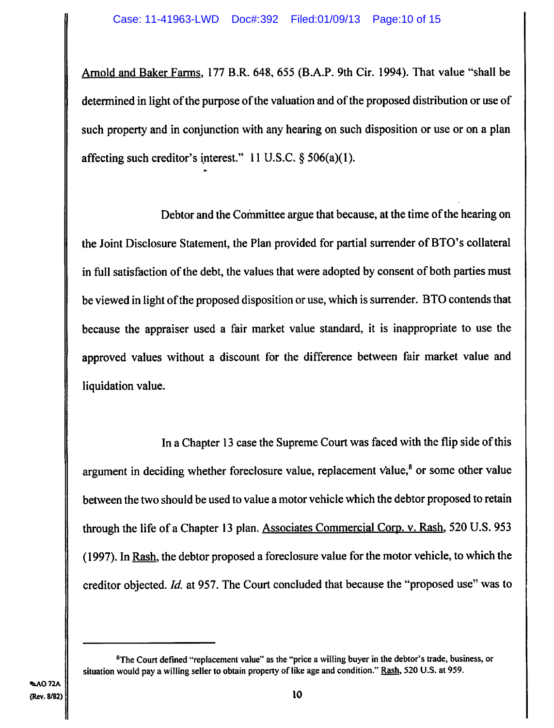Arnold and Baker Farms, 177 B.R. 648, 655 (B.A.P. 9th Cir. 1994). That value "shall be determined in light of the purpose of the valuation and of the proposed distribution or use of such property and in conjunction with any hearing on such disposition or use or on a plan affecting such creditor's interest." 11 U.S.C. § 506(a)(1).

Debtor and the Committee argue that because, at the time of the hearing on the Joint Disclosure Statement, the Plan provided for partial surrender of BTO's collateral in full satisfaction of the debt, the values that were adopted by consent of both parties must be viewed in light of the proposed disposition or use, which is surrender. BTO contends that because the appraiser used a fair market value standard, it is inappropriate to use the approved values without a discount for the difference between fair market value and liquidation value.

In a Chapter 13 case the Supreme Court was faced with the flip side of this argument in deciding whether foreclosure value, replacement value,[8] or some other value between the two should be used to value a motor vehicle which the debtor proposed to retain through the life of a Chapter 13 plan. Associates Commercial Corp. v. Rash, 520 U.S. 953 (1997). In Rash, the debtor proposed a foreclosure value for the motor vehicle, to which the creditor objected. *Id.* at 957. The Court concluded that because the "proposed use" was to

---

[8]The Court defined "replacement value" as the "price a willing buyer in the debtor's trade, business, or situation would pay a willing seller to obtain property of like age and condition." Rash, 520 U.S. at 959.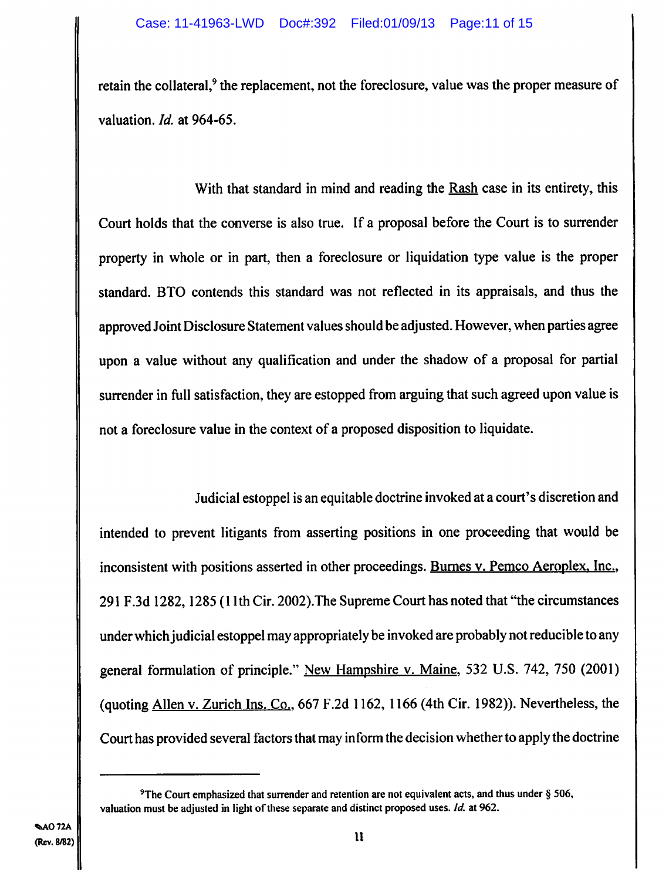retain the collateral,[9] the replacement, not the foreclosure, value was the proper measure of valuation. *Id.* at 964-65.

With that standard in mind and reading the Rash case in its entirety, this Court holds that the converse is also true. If a proposal before the Court is to surrender property in whole or in part, then a foreclosure or liquidation type value is the proper standard. BTO contends this standard was not reflected in its appraisals, and thus the approved Joint Disclosure Statement values should be adjusted. However, when parties agree upon a value without any qualification and under the shadow of a proposal for partial surrender in full satisfaction, they are estopped from arguing that such agreed upon value is not a foreclosure value in the context of a proposed disposition to liquidate.

Judicial estoppel is an equitable doctrine invoked at a court's discretion and intended to prevent litigants from asserting positions in one proceeding that would be inconsistent with positions asserted in other proceedings. Burnes v. Pemco Aeroplex, Inc., 291 F.3d 1282, 1285 (11th Cir. 2002).The Supreme Court has noted that "the circumstances under which judicial estoppel may appropriately be invoked are probably not reducible to any general formulation of principle." New Hampshire v. Maine, 532 U.S. 742, 750 (2001) (quoting Allen v. Zurich Ins. Co., 667 F.2d 1162, 1166 (4th Cir. 1982)). Nevertheless, the Court has provided several factors that may inform the decision whether to apply the doctrine

---

[9]The Court emphasized that surrender and retention are not equivalent acts, and thus under § 506, valuation must be adjusted in light of these separate and distinct proposed uses. *Id.* at 962.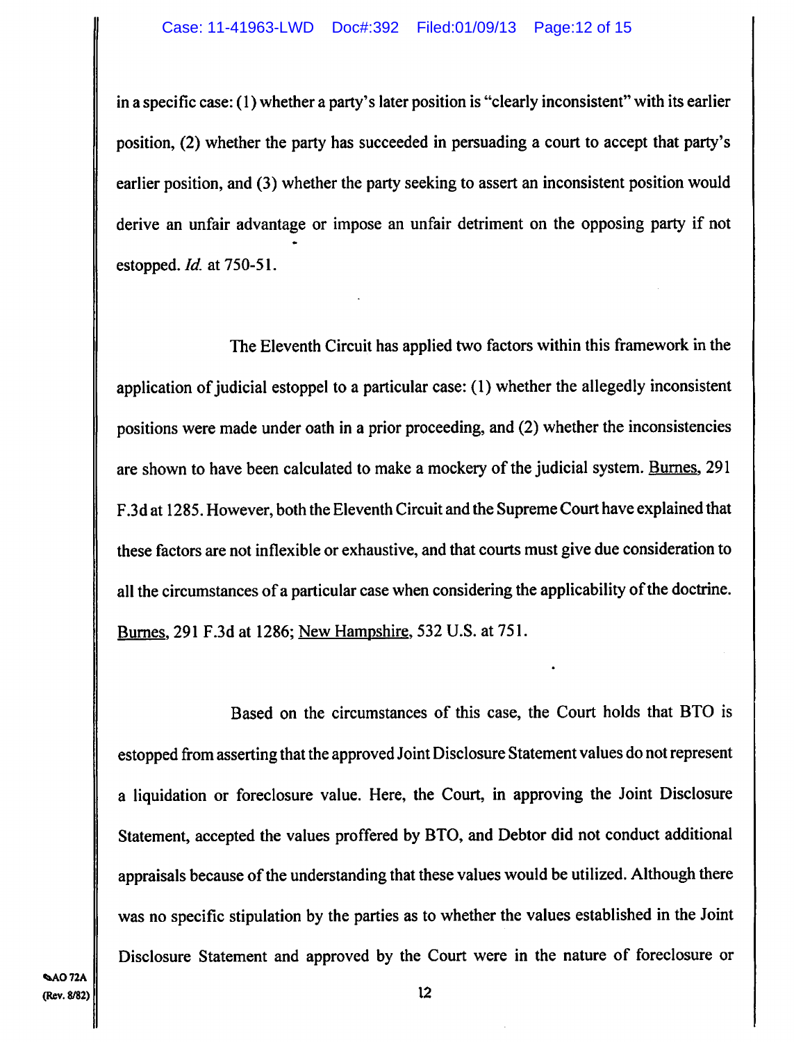in a specific case: (1) whether a party's later position is "clearly inconsistent" with its earlier position, (2) whether the party has succeeded in persuading a court to accept that party's earlier position, and (3) whether the party seeking to assert an inconsistent position would derive an unfair advantage or impose an unfair detriment on the opposing party if not estopped. *Id.* at 750-51.

The Eleventh Circuit has applied two factors within this framework in the application of judicial estoppel to a particular case: (1) whether the allegedly inconsistent positions were made under oath in a prior proceeding, and (2) whether the inconsistencies are shown to have been calculated to make a mockery of the judicial system. Burnes, 291 F.3d at 1285. However, both the Eleventh Circuit and the Supreme Court have explained that these factors are not inflexible or exhaustive, and that courts must give due consideration to all the circumstances of a particular case when considering the applicability of the doctrine. Burnes, 291 F.3d at 1286; New Hampshire, 532 U.S. at 751.

Based on the circumstances of this case, the Court holds that BTO is estopped from asserting that the approved Joint Disclosure Statement values do not represent a liquidation or foreclosure value. Here, the Court, in approving the Joint Disclosure Statement, accepted the values proffered by BTO, and Debtor did not conduct additional appraisals because of the understanding that these values would be utilized. Although there was no specific stipulation by the parties as to whether the values established in the Joint Disclosure Statement and approved by the Court were in the nature of foreclosure or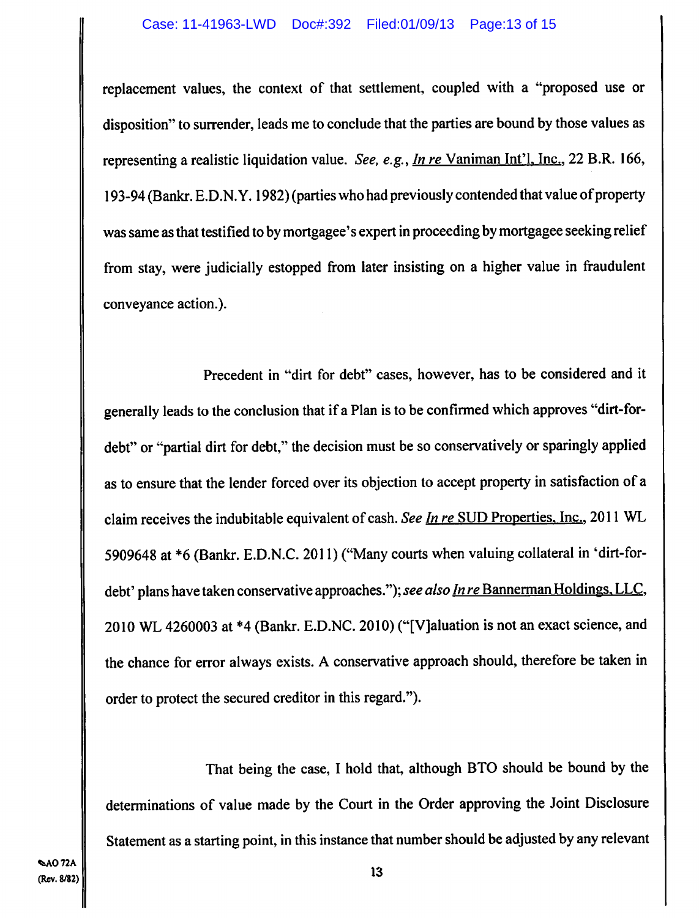replacement values, the context of that settlement, coupled with a "proposed use or disposition" to surrender, leads me to conclude that the parties are bound by those values as representing a realistic liquidation value. *See, e.g.*, *In re* Vaniman Int'l, Inc., 22 B.R. 166, 193-94 (Bankr. E.D.N.Y. 1982) (parties who had previously contended that value of property was same as that testified to by mortgagee's expert in proceeding by mortgagee seeking relief from stay, were judicially estopped from later insisting on a higher value in fraudulent conveyance action.).

Precedent in "dirt for debt" cases, however, has to be considered and it generally leads to the conclusion that if a Plan is to be confirmed which approves "dirt-for-debt" or "partial dirt for debt," the decision must be so conservatively or sparingly applied as to ensure that the lender forced over its objection to accept property in satisfaction of a claim receives the indubitable equivalent of cash. *See* *In re* SUD Properties, Inc., 2011 WL 5909648 at *6 (Bankr. E.D.N.C. 2011) ("Many courts when valuing collateral in 'dirt-for-debt' plans have taken conservative approaches."); *see also* *In re* Bannerman Holdings, LLC, 2010 WL 4260003 at *4 (Bankr. E.D.NC. 2010) ("[V]aluation is not an exact science, and the chance for error always exists. A conservative approach should, therefore be taken in order to protect the secured creditor in this regard.").

That being the case, I hold that, although BTO should be bound by the determinations of value made by the Court in the Order approving the Joint Disclosure Statement as a starting point, in this instance that number should be adjusted by any relevant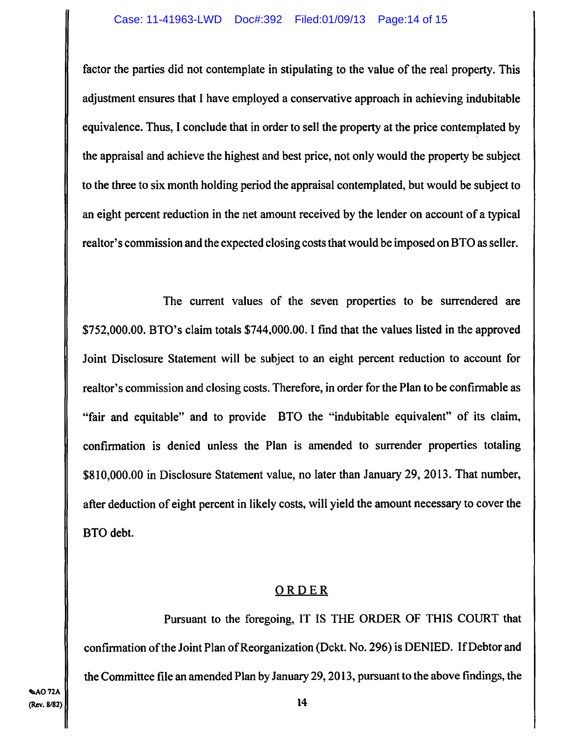factor the parties did not contemplate in stipulating to the value of the real property. This adjustment ensures that I have employed a conservative approach in achieving indubitable equivalence. Thus, I conclude that in order to sell the property at the price contemplated by the appraisal and achieve the highest and best price, not only would the property be subject to the three to six month holding period the appraisal contemplated, but would be subject to an eight percent reduction in the net amount received by the lender on account of a typical realtor's commission and the expected closing costs that would be imposed on BTO as seller.

The current values of the seven properties to be surrendered are \$752,000.00. BTO's claim totals \$744,000.00. I find that the values listed in the approved Joint Disclosure Statement will be subject to an eight percent reduction to account for realtor's commission and closing costs. Therefore, in order for the Plan to be confirmable as "fair and equitable" and to provide BTO the "indubitable equivalent" of its claim, confirmation is denied unless the Plan is amended to surrender properties totaling \$810,000.00 in Disclosure Statement value, no later than January 29, 2013. That number, after deduction of eight percent in likely costs, will yield the amount necessary to cover the BTO debt.

## ORDER

Pursuant to the foregoing, IT IS THE ORDER OF THIS COURT that confirmation of the Joint Plan of Reorganization (Dckt. No. 296) is DENIED. If Debtor and the Committee file an amended Plan by January 29, 2013, pursuant to the above findings, the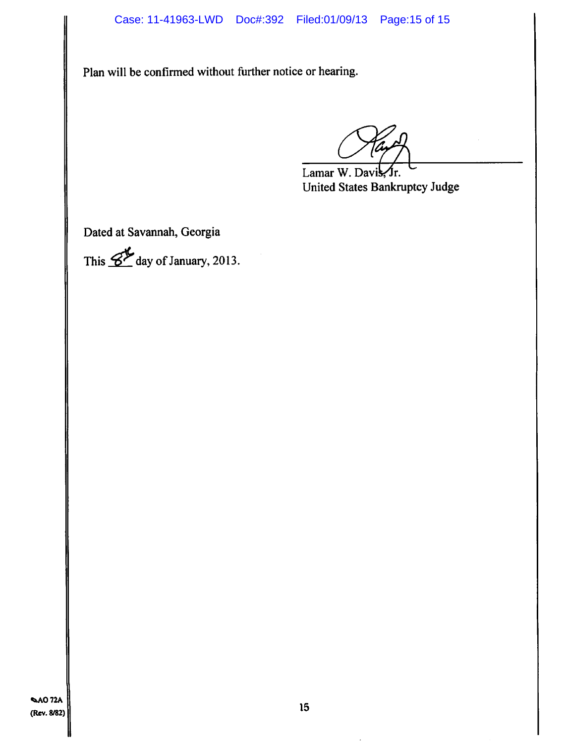Plan will be confirmed without further notice or hearing.

Lamar W. Davis, Jr.
United States Bankruptcy Judge

Dated at Savannah, Georgia

This 8th day of January, 2013.